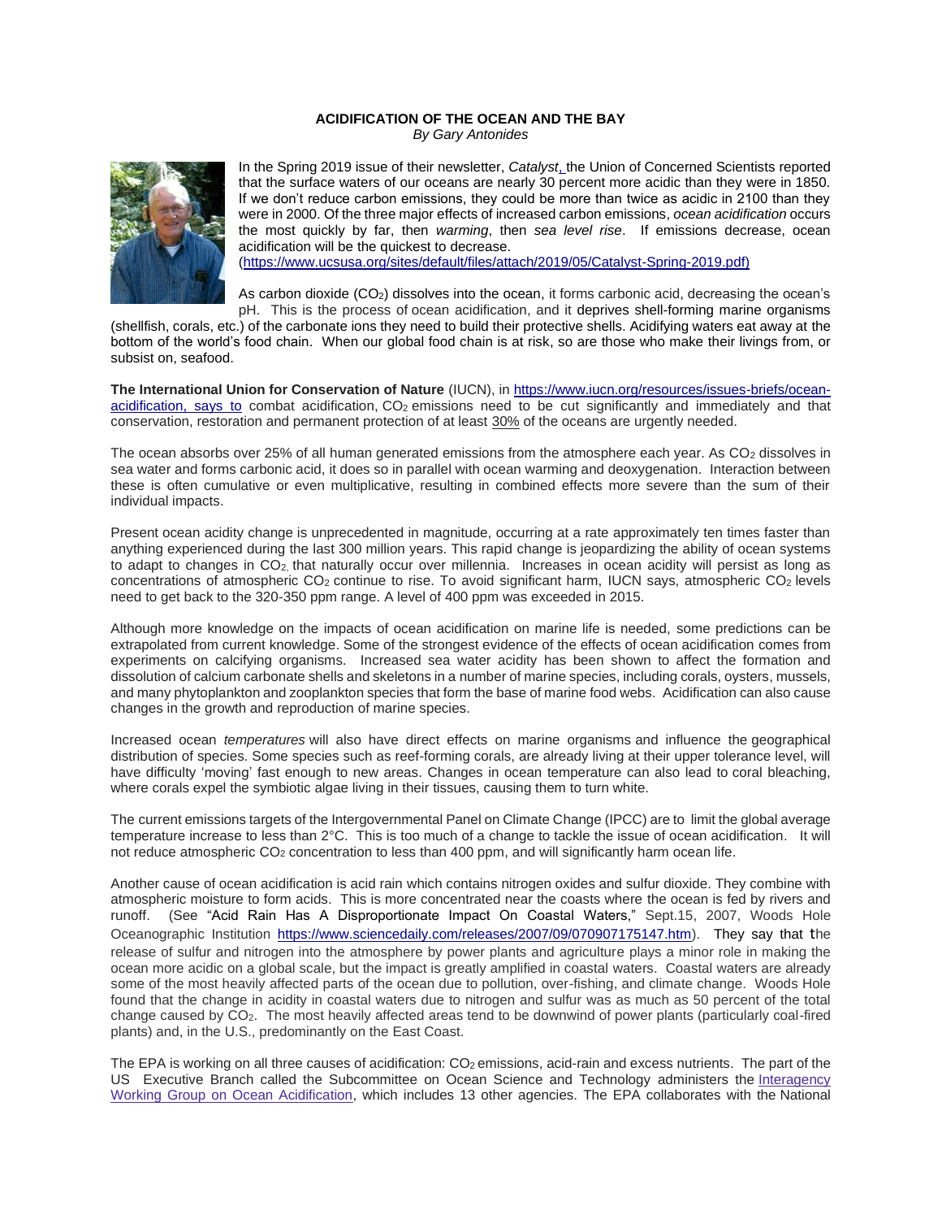# ACIDIFICATION OF THE OCEAN AND THE BAY

*By Gary Antonides*

In the Spring 2019 issue of their newsletter, *Catalyst*, the Union of Concerned Scientists reported that the surface waters of our oceans are nearly 30 percent more acidic than they were in 1850. If we don't reduce carbon emissions, they could be more than twice as acidic in 2100 than they were in 2000. Of the three major effects of increased carbon emissions, *ocean acidification* occurs the most quickly by far, then *warming*, then *sea level rise*. If emissions decrease, ocean acidification will be the quickest to decrease. (https://www.ucsusa.org/sites/default/files/attach/2019/05/Catalyst-Spring-2019.pdf)

As carbon dioxide ($CO_2$) dissolves into the ocean, it forms carbonic acid, decreasing the ocean's pH. This is the process of ocean acidification, and it deprives shell-forming marine organisms (shellfish, corals, etc.) of the carbonate ions they need to build their protective shells. Acidifying waters eat away at the bottom of the world's food chain. When our global food chain is at risk, so are those who make their livings from, or subsist on, seafood.

**The International Union for Conservation of Nature** (IUCN), in https://www.iucn.org/resources/issues-briefs/ocean-acidification, says to combat acidification, $CO_2$ emissions need to be cut significantly and immediately and that conservation, restoration and permanent protection of at least 30% of the oceans are urgently needed.

The ocean absorbs over 25% of all human generated emissions from the atmosphere each year. As $CO_2$ dissolves in sea water and forms carbonic acid, it does so in parallel with ocean warming and deoxygenation. Interaction between these is often cumulative or even multiplicative, resulting in combined effects more severe than the sum of their individual impacts.

Present ocean acidity change is unprecedented in magnitude, occurring at a rate approximately ten times faster than anything experienced during the last 300 million years. This rapid change is jeopardizing the ability of ocean systems to adapt to changes in $CO_2$, that naturally occur over millennia. Increases in ocean acidity will persist as long as concentrations of atmospheric $CO_2$ continue to rise. To avoid significant harm, IUCN says, atmospheric $CO_2$ levels need to get back to the 320-350 ppm range. A level of 400 ppm was exceeded in 2015.

Although more knowledge on the impacts of ocean acidification on marine life is needed, some predictions can be extrapolated from current knowledge. Some of the strongest evidence of the effects of ocean acidification comes from experiments on calcifying organisms. Increased sea water acidity has been shown to affect the formation and dissolution of calcium carbonate shells and skeletons in a number of marine species, including corals, oysters, mussels, and many phytoplankton and zooplankton species that form the base of marine food webs. Acidification can also cause changes in the growth and reproduction of marine species.

Increased ocean *temperatures* will also have direct effects on marine organisms and influence the geographical distribution of species. Some species such as reef-forming corals, are already living at their upper tolerance level, will have difficulty 'moving' fast enough to new areas. Changes in ocean temperature can also lead to coral bleaching, where corals expel the symbiotic algae living in their tissues, causing them to turn white.

The current emissions targets of the Intergovernmental Panel on Climate Change (IPCC) are to limit the global average temperature increase to less than 2°C. This is too much of a change to tackle the issue of ocean acidification. It will not reduce atmospheric $CO_2$ concentration to less than 400 ppm, and will significantly harm ocean life.

Another cause of ocean acidification is acid rain which contains nitrogen oxides and sulfur dioxide. They combine with atmospheric moisture to form acids. This is more concentrated near the coasts where the ocean is fed by rivers and runoff. (See "Acid Rain Has A Disproportionate Impact On Coastal Waters," Sept.15, 2007, Woods Hole Oceanographic Institution https://www.sciencedaily.com/releases/2007/09/070907175147.htm). They say that the release of sulfur and nitrogen into the atmosphere by power plants and agriculture plays a minor role in making the ocean more acidic on a global scale, but the impact is greatly amplified in coastal waters. Coastal waters are already some of the most heavily affected parts of the ocean due to pollution, over-fishing, and climate change. Woods Hole found that the change in acidity in coastal waters due to nitrogen and sulfur was as much as 50 percent of the total change caused by $CO_2$. The most heavily affected areas tend to be downwind of power plants (particularly coal-fired plants) and, in the U.S., predominantly on the East Coast.

The EPA is working on all three causes of acidification: $CO_2$ emissions, acid-rain and excess nutrients. The part of the US Executive Branch called the Subcommittee on Ocean Science and Technology administers the Interagency Working Group on Ocean Acidification, which includes 13 other agencies. The EPA collaborates with the National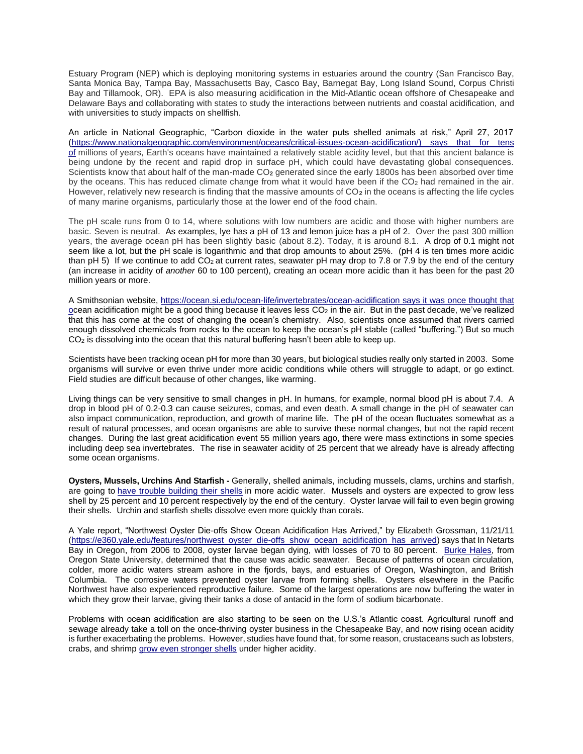Estuary Program (NEP) which is deploying monitoring systems in estuaries around the country (San Francisco Bay, Santa Monica Bay, Tampa Bay, Massachusetts Bay, Casco Bay, Barnegat Bay, Long Island Sound, Corpus Christi Bay and Tillamook, OR). EPA is also measuring acidification in the Mid-Atlantic ocean offshore of Chesapeake and Delaware Bays and collaborating with states to study the interactions between nutrients and coastal acidification, and with universities to study impacts on shellfish.

An article in National Geographic, "Carbon dioxide in the water puts shelled animals at risk," April 27, 2017 (https://www.nationalgeographic.com/environment/oceans/critical-issues-ocean-acidification/) says that for tens of millions of years, Earth's oceans have maintained a relatively stable acidity level, but that this ancient balance is being undone by the recent and rapid drop in surface pH, which could have devastating global consequences. Scientists know that about half of the man-made $CO_2$ generated since the early 1800s has been absorbed over time by the oceans. This has reduced climate change from what it would have been if the $CO_2$ had remained in the air. However, relatively new research is finding that the massive amounts of $CO_2$ in the oceans is affecting the life cycles of many marine organisms, particularly those at the lower end of the food chain.

The pH scale runs from 0 to 14, where solutions with low numbers are acidic and those with higher numbers are basic. Seven is neutral. As examples, lye has a pH of 13 and lemon juice has a pH of 2. Over the past 300 million years, the average ocean pH has been slightly basic (about 8.2). Today, it is around 8.1. A drop of 0.1 might not seem like a lot, but the pH scale is logarithmic and that drop amounts to about 25%. (pH 4 is ten times more acidic than pH 5) If we continue to add $CO_2$ at current rates, seawater pH may drop to 7.8 or 7.9 by the end of the century (an increase in acidity of *another* 60 to 100 percent), creating an ocean more acidic than it has been for the past 20 million years or more.

A Smithsonian website, https://ocean.si.edu/ocean-life/invertebrates/ocean-acidification says it was once thought that ocean acidification might be a good thing because it leaves less $CO_2$ in the air. But in the past decade, we've realized that this has come at the cost of changing the ocean's chemistry. Also, scientists once assumed that rivers carried enough dissolved chemicals from rocks to the ocean to keep the ocean's pH stable (called "buffering.") But so much $CO_2$ is dissolving into the ocean that this natural buffering hasn't been able to keep up.

Scientists have been tracking ocean pH for more than 30 years, but biological studies really only started in 2003. Some organisms will survive or even thrive under more acidic conditions while others will struggle to adapt, or go extinct. Field studies are difficult because of other changes, like warming.

Living things can be very sensitive to small changes in pH. In humans, for example, normal blood pH is about 7.4. A drop in blood pH of 0.2-0.3 can cause seizures, comas, and even death. A small change in the pH of seawater can also impact communication, reproduction, and growth of marine life. The pH of the ocean fluctuates somewhat as a result of natural processes, and ocean organisms are able to survive these normal changes, but not the rapid recent changes. During the last great acidification event 55 million years ago, there were mass extinctions in some species including deep sea invertebrates. The rise in seawater acidity of 25 percent that we already have is already affecting some ocean organisms.

**Oysters, Mussels, Urchins And Starfish -** Generally, shelled animals, including mussels, clams, urchins and starfish, are going to have trouble building their shells in more acidic water. Mussels and oysters are expected to grow less shell by 25 percent and 10 percent respectively by the end of the century. Oyster larvae will fail to even begin growing their shells. Urchin and starfish shells dissolve even more quickly than corals.

A Yale report, "Northwest Oyster Die-offs Show Ocean Acidification Has Arrived," by Elizabeth Grossman, 11/21/11 (https://e360.yale.edu/features/northwest_oyster_die-offs_show_ocean_acidification_has_arrived) says that In Netarts Bay in Oregon, from 2006 to 2008, oyster larvae began dying, with losses of 70 to 80 percent. Burke Hales, from Oregon State University, determined that the cause was acidic seawater. Because of patterns of ocean circulation, colder, more acidic waters stream ashore in the fjords, bays, and estuaries of Oregon, Washington, and British Columbia. The corrosive waters prevented oyster larvae from forming shells. Oysters elsewhere in the Pacific Northwest have also experienced reproductive failure. Some of the largest operations are now buffering the water in which they grow their larvae, giving their tanks a dose of antacid in the form of sodium bicarbonate.

Problems with ocean acidification are also starting to be seen on the U.S.'s Atlantic coast. Agricultural runoff and sewage already take a toll on the once-thriving oyster business in the Chesapeake Bay, and now rising ocean acidity is further exacerbating the problems. However, studies have found that, for some reason, crustaceans such as lobsters, crabs, and shrimp grow even stronger shells under higher acidity.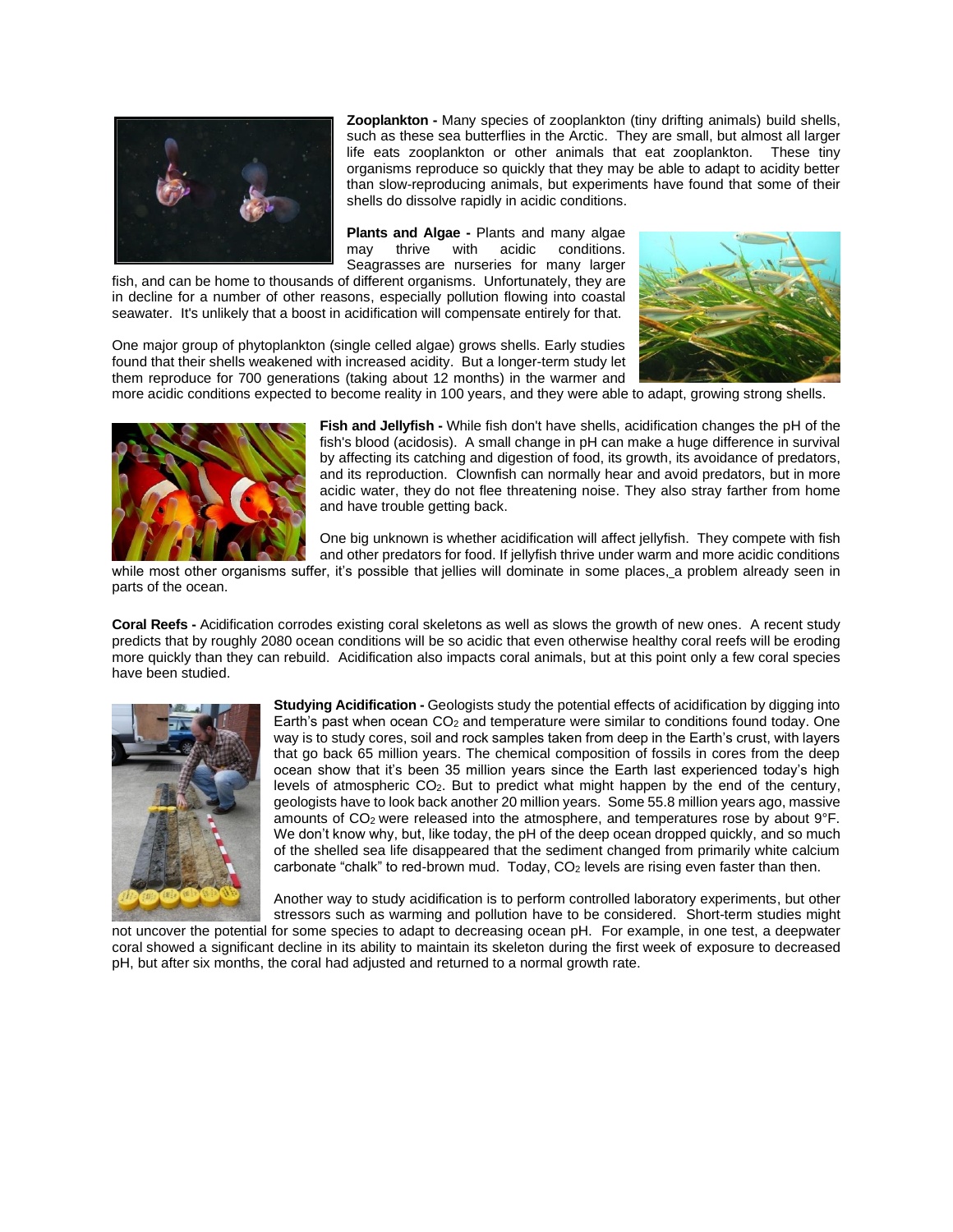**Zooplankton -** Many species of zooplankton (tiny drifting animals) build shells, such as these sea butterflies in the Arctic. They are small, but almost all larger life eats zooplankton or other animals that eat zooplankton. These tiny organisms reproduce so quickly that they may be able to adapt to acidity better than slow-reproducing animals, but experiments have found that some of their shells do dissolve rapidly in acidic conditions.

**Plants and Algae -** Plants and many algae may thrive with acidic conditions. Seagrasses are nurseries for many larger fish, and can be home to thousands of different organisms. Unfortunately, they are in decline for a number of other reasons, especially pollution flowing into coastal seawater. It's unlikely that a boost in acidification will compensate entirely for that.

One major group of phytoplankton (single celled algae) grows shells. Early studies found that their shells weakened with increased acidity. But a longer-term study let them reproduce for 700 generations (taking about 12 months) in the warmer and more acidic conditions expected to become reality in 100 years, and they were able to adapt, growing strong shells.

**Fish and Jellyfish -** While fish don't have shells, acidification changes the pH of the fish's blood (acidosis). A small change in pH can make a huge difference in survival by affecting its catching and digestion of food, its growth, its avoidance of predators, and its reproduction. Clownfish can normally hear and avoid predators, but in more acidic water, they do not flee threatening noise. They also stray farther from home and have trouble getting back.

One big unknown is whether acidification will affect jellyfish. They compete with fish and other predators for food. If jellyfish thrive under warm and more acidic conditions while most other organisms suffer, it's possible that jellies will dominate in some places, a problem already seen in parts of the ocean.

**Coral Reefs -** Acidification corrodes existing coral skeletons as well as slows the growth of new ones. A recent study predicts that by roughly 2080 ocean conditions will be so acidic that even otherwise healthy coral reefs will be eroding more quickly than they can rebuild. Acidification also impacts coral animals, but at this point only a few coral species have been studied.

**Studying Acidification -** Geologists study the potential effects of acidification by digging into Earth's past when ocean $CO_2$ and temperature were similar to conditions found today. One way is to study cores, soil and rock samples taken from deep in the Earth's crust, with layers that go back 65 million years. The chemical composition of fossils in cores from the deep ocean show that it's been 35 million years since the Earth last experienced today's high levels of atmospheric $CO_2$. But to predict what might happen by the end of the century, geologists have to look back another 20 million years. Some 55.8 million years ago, massive amounts of $CO_2$ were released into the atmosphere, and temperatures rose by about 9°F. We don't know why, but, like today, the pH of the deep ocean dropped quickly, and so much of the shelled sea life disappeared that the sediment changed from primarily white calcium carbonate "chalk" to red-brown mud. Today, $CO_2$ levels are rising even faster than then.

Another way to study acidification is to perform controlled laboratory experiments, but other stressors such as warming and pollution have to be considered. Short-term studies might not uncover the potential for some species to adapt to decreasing ocean pH. For example, in one test, a deepwater coral showed a significant decline in its ability to maintain its skeleton during the first week of exposure to decreased pH, but after six months, the coral had adjusted and returned to a normal growth rate.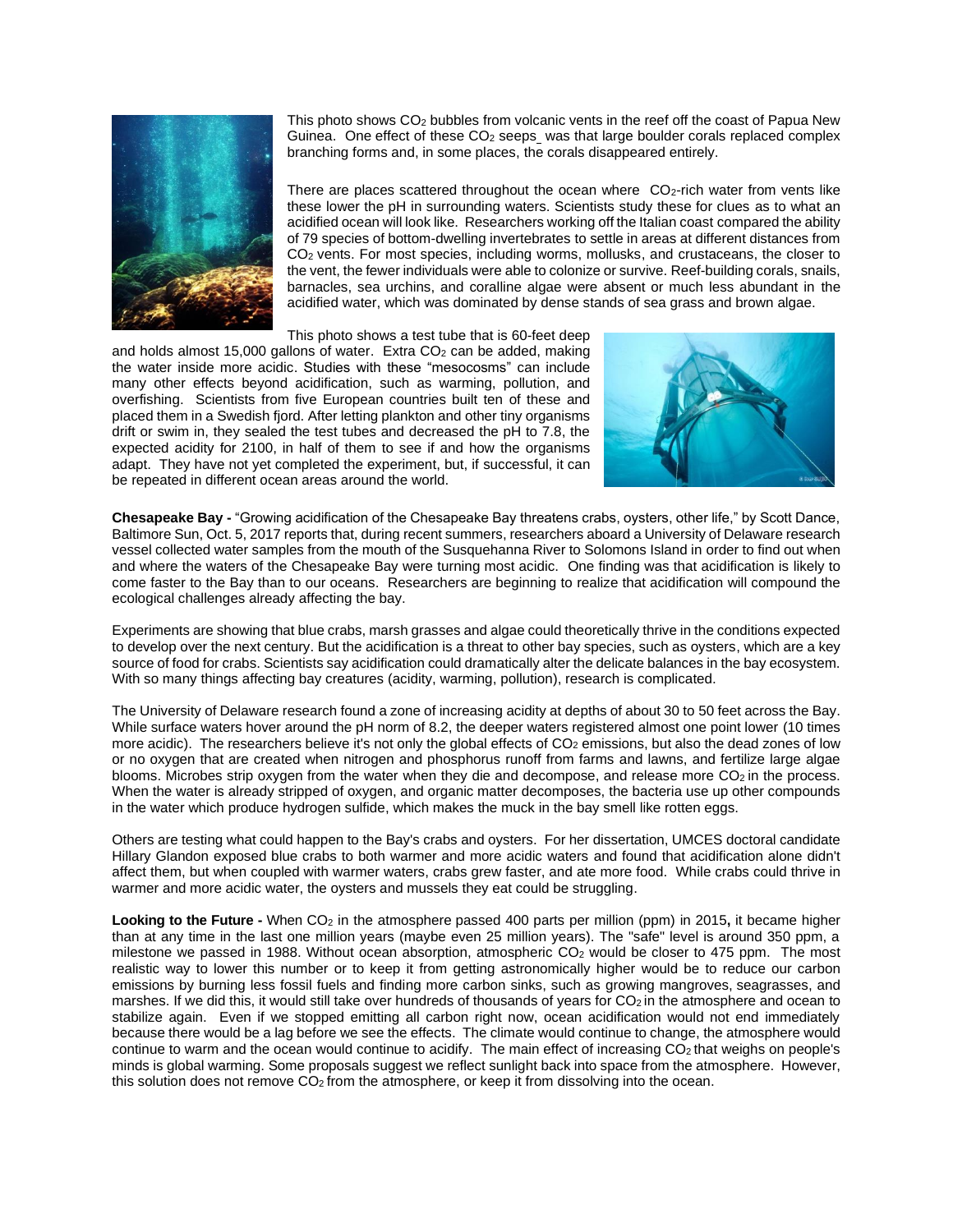This photo shows $CO_2$ bubbles from volcanic vents in the reef off the coast of Papua New Guinea. One effect of these $CO_2$ seeps was that large boulder corals replaced complex branching forms and, in some places, the corals disappeared entirely.

There are places scattered throughout the ocean where $CO_2$-rich water from vents like these lower the pH in surrounding waters. Scientists study these for clues as to what an acidified ocean will look like. Researchers working off the Italian coast compared the ability of 79 species of bottom-dwelling invertebrates to settle in areas at different distances from $CO_2$ vents. For most species, including worms, mollusks, and crustaceans, the closer to the vent, the fewer individuals were able to colonize or survive. Reef-building corals, snails, barnacles, sea urchins, and coralline algae were absent or much less abundant in the acidified water, which was dominated by dense stands of sea grass and brown algae.

This photo shows a test tube that is 60-feet deep and holds almost 15,000 gallons of water. Extra $CO_2$ can be added, making the water inside more acidic. Studies with these "mesocosms" can include many other effects beyond acidification, such as warming, pollution, and overfishing. Scientists from five European countries built ten of these and placed them in a Swedish fjord. After letting plankton and other tiny organisms drift or swim in, they sealed the test tubes and decreased the pH to 7.8, the expected acidity for 2100, in half of them to see if and how the organisms adapt. They have not yet completed the experiment, but, if successful, it can be repeated in different ocean areas around the world.

**Chesapeake Bay -** "Growing acidification of the Chesapeake Bay threatens crabs, oysters, other life," by Scott Dance, Baltimore Sun, Oct. 5, 2017 reports that, during recent summers, researchers aboard a University of Delaware research vessel collected water samples from the mouth of the Susquehanna River to Solomons Island in order to find out when and where the waters of the Chesapeake Bay were turning most acidic. One finding was that acidification is likely to come faster to the Bay than to our oceans. Researchers are beginning to realize that acidification will compound the ecological challenges already affecting the bay.

Experiments are showing that blue crabs, marsh grasses and algae could theoretically thrive in the conditions expected to develop over the next century. But the acidification is a threat to other bay species, such as oysters, which are a key source of food for crabs. Scientists say acidification could dramatically alter the delicate balances in the bay ecosystem. With so many things affecting bay creatures (acidity, warming, pollution), research is complicated.

The University of Delaware research found a zone of increasing acidity at depths of about 30 to 50 feet across the Bay. While surface waters hover around the pH norm of 8.2, the deeper waters registered almost one point lower (10 times more acidic). The researchers believe it's not only the global effects of $CO_2$ emissions, but also the dead zones of low or no oxygen that are created when nitrogen and phosphorus runoff from farms and lawns, and fertilize large algae blooms. Microbes strip oxygen from the water when they die and decompose, and release more $CO_2$ in the process. When the water is already stripped of oxygen, and organic matter decomposes, the bacteria use up other compounds in the water which produce hydrogen sulfide, which makes the muck in the bay smell like rotten eggs.

Others are testing what could happen to the Bay's crabs and oysters. For her dissertation, UMCES doctoral candidate Hillary Glandon exposed blue crabs to both warmer and more acidic waters and found that acidification alone didn't affect them, but when coupled with warmer waters, crabs grew faster, and ate more food. While crabs could thrive in warmer and more acidic water, the oysters and mussels they eat could be struggling.

**Looking to the Future -** When $CO_2$ in the atmosphere passed 400 parts per million (ppm) in 2015**,** it became higher than at any time in the last one million years (maybe even 25 million years). The "safe" level is around 350 ppm, a milestone we passed in 1988. Without ocean absorption, atmospheric $CO_2$ would be closer to 475 ppm. The most realistic way to lower this number or to keep it from getting astronomically higher would be to reduce our carbon emissions by burning less fossil fuels and finding more carbon sinks, such as growing mangroves, seagrasses, and marshes. If we did this, it would still take over hundreds of thousands of years for $CO_2$ in the atmosphere and ocean to stabilize again. Even if we stopped emitting all carbon right now, ocean acidification would not end immediately because there would be a lag before we see the effects. The climate would continue to change, the atmosphere would continue to warm and the ocean would continue to acidify. The main effect of increasing $CO_2$ that weighs on people's minds is global warming. Some proposals suggest we reflect sunlight back into space from the atmosphere. However, this solution does not remove $CO_2$ from the atmosphere, or keep it from dissolving into the ocean.